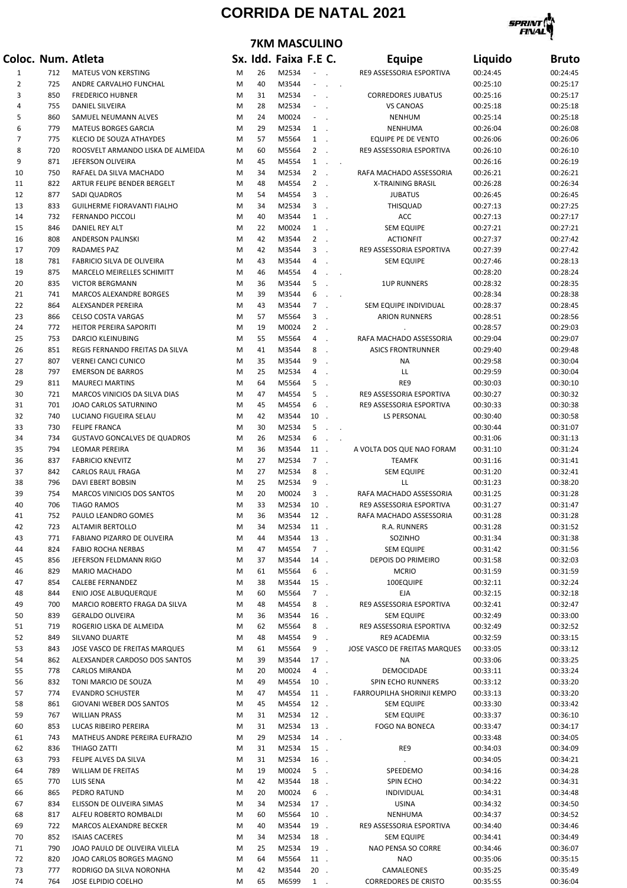# CORRIDA DE NATAL 2021

## 7KM MASCULINO

| Coloc. | Num. | Atleta | Sx. | Idd. | Faixa | F.E | C. | Equipe | Liquido | Bruto |
|---|---|---|---|---|---|---|---|---|---|---|
| 1 | 712 | MATEUS VON KERSTING | M | 26 | M2534 | - | . | RE9 ASSESSORIA ESPORTIVA | 00:24:45 | 00:24:45 |
| 2 | 725 | ANDRE CARVALHO FUNCHAL | M | 40 | M3544 | - | . | . | 00:25:10 | 00:25:17 |
| 3 | 850 | FREDERICO HUBNER | M | 31 | M2534 | - | . | CORREDORES JUBATUS | 00:25:16 | 00:25:17 |
| 4 | 755 | DANIEL SILVEIRA | M | 28 | M2534 | - | . | VS CANOAS | 00:25:18 | 00:25:18 |
| 5 | 860 | SAMUEL NEUMANN ALVES | M | 24 | M0024 | - | . | NENHUM | 00:25:14 | 00:25:18 |
| 6 | 779 | MATEUS BORGES GARCIA | M | 29 | M2534 | 1 | . | NENHUMA | 00:26:04 | 00:26:08 |
| 7 | 775 | KLECIO DE SOUZA ATHAYDES | M | 57 | M5564 | 1 | . | EQUIPE PE DE VENTO | 00:26:06 | 00:26:06 |
| 8 | 720 | ROOSVELT ARMANDO LISKA DE ALMEIDA | M | 60 | M5564 | 2 | . | RE9 ASSESSORIA ESPORTIVA | 00:26:10 | 00:26:10 |
| 9 | 871 | JEFERSON OLIVEIRA | M | 45 | M4554 | 1 | . | . | 00:26:16 | 00:26:19 |
| 10 | 750 | RAFAEL DA SILVA MACHADO | M | 34 | M2534 | 2 | . | RAFA MACHADO ASSESSORIA | 00:26:21 | 00:26:21 |
| 11 | 822 | ARTUR FELIPE BENDER BERGELT | M | 48 | M4554 | 2 | . | X-TRAINING BRASIL | 00:26:28 | 00:26:34 |
| 12 | 877 | SADI QUADROS | M | 54 | M4554 | 3 | . | JUBATUS | 00:26:45 | 00:26:45 |
| 13 | 833 | GUILHERME FIORAVANTI FIALHO | M | 34 | M2534 | 3 | . | THISQUAD | 00:27:13 | 00:27:25 |
| 14 | 732 | FERNANDO PICCOLI | M | 40 | M3544 | 1 | . | ACC | 00:27:13 | 00:27:17 |
| 15 | 846 | DANIEL REY ALT | M | 22 | M0024 | 1 | . | SEM EQUIPE | 00:27:21 | 00:27:21 |
| 16 | 808 | ANDERSON PALINSKI | M | 42 | M3544 | 2 | . | ACTIONFIT | 00:27:37 | 00:27:42 |
| 17 | 709 | RADAMES PAZ | M | 42 | M3544 | 3 | . | RE9 ASSESSORIA ESPORTIVA | 00:27:39 | 00:27:42 |
| 18 | 781 | FABRICIO SILVA DE OLIVEIRA | M | 43 | M3544 | 4 | . | SEM EQUIPE | 00:27:46 | 00:28:13 |
| 19 | 875 | MARCELO MEIRELLES SCHIMITT | M | 46 | M4554 | 4 | . | . | 00:28:20 | 00:28:24 |
| 20 | 835 | VICTOR BERGMANN | M | 36 | M3544 | 5 | . | 1UP RUNNERS | 00:28:32 | 00:28:35 |
| 21 | 741 | MARCOS ALEXANDRE BORGES | M | 39 | M3544 | 6 | . | . | 00:28:34 | 00:28:38 |
| 22 | 864 | ALEXSANDER PEREIRA | M | 43 | M3544 | 7 | . | SEM EQUIPE INDIVIDUAL | 00:28:37 | 00:28:45 |
| 23 | 866 | CELSO COSTA VARGAS | M | 57 | M5564 | 3 | . | ARION RUNNERS | 00:28:51 | 00:28:56 |
| 24 | 772 | HEITOR PEREIRA SAPORITI | M | 19 | M0024 | 2 | . | . | 00:28:57 | 00:29:03 |
| 25 | 753 | DARCIO KLEINUBING | M | 55 | M5564 | 4 | . | RAFA MACHADO ASSESSORIA | 00:29:04 | 00:29:07 |
| 26 | 851 | REGIS FERNANDO FREITAS DA SILVA | M | 41 | M3544 | 8 | . | ASICS FRONTRUNNER | 00:29:40 | 00:29:48 |
| 27 | 807 | VERNEI CANCI CUNICO | M | 35 | M3544 | 9 | . | NA | 00:29:58 | 00:30:04 |
| 28 | 797 | EMERSON DE BARROS | M | 25 | M2534 | 4 | . | LL | 00:29:59 | 00:30:04 |
| 29 | 811 | MAURECI MARTINS | M | 64 | M5564 | 5 | . | RE9 | 00:30:03 | 00:30:10 |
| 30 | 721 | MARCOS VINICIOS DA SILVA DIAS | M | 47 | M4554 | 5 | . | RE9 ASSESSORIA ESPORTIVA | 00:30:27 | 00:30:32 |
| 31 | 701 | JOAO CARLOS SATURNINO | M | 45 | M4554 | 6 | . | RE9 ASSESSORIA ESPORTIVA | 00:30:33 | 00:30:38 |
| 32 | 740 | LUCIANO FIGUEIRA SELAU | M | 42 | M3544 | 10 | . | LS PERSONAL | 00:30:40 | 00:30:58 |
| 33 | 730 | FELIPE FRANCA | M | 30 | M2534 | 5 | . | . | 00:30:44 | 00:31:07 |
| 34 | 734 | GUSTAVO GONCALVES DE QUADROS | M | 26 | M2534 | 6 | . | . | 00:31:06 | 00:31:13 |
| 35 | 794 | LEOMAR PEREIRA | M | 36 | M3544 | 11 | . | A VOLTA DOS QUE NAO FORAM | 00:31:10 | 00:31:24 |
| 36 | 837 | FABRICIO KNEVITZ | M | 27 | M2534 | 7 | . | TEAMFK | 00:31:16 | 00:31:41 |
| 37 | 842 | CARLOS RAUL FRAGA | M | 27 | M2534 | 8 | . | SEM EQUIPE | 00:31:20 | 00:32:41 |
| 38 | 796 | DAVI EBERT BOBSIN | M | 25 | M2534 | 9 | . | LL | 00:31:23 | 00:38:20 |
| 39 | 754 | MARCOS VINICIOS DOS SANTOS | M | 20 | M0024 | 3 | . | RAFA MACHADO ASSESSORIA | 00:31:25 | 00:31:28 |
| 40 | 706 | TIAGO RAMOS | M | 33 | M2534 | 10 | . | RE9 ASSESSORIA ESPORTIVA | 00:31:27 | 00:31:47 |
| 41 | 752 | PAULO LEANDRO GOMES | M | 36 | M3544 | 12 | . | RAFA MACHADO ASSESSORIA | 00:31:28 | 00:31:28 |
| 42 | 723 | ALTAMIR BERTOLLO | M | 34 | M2534 | 11 | . | R.A. RUNNERS | 00:31:28 | 00:31:52 |
| 43 | 771 | FABIANO PIZARRO DE OLIVEIRA | M | 44 | M3544 | 13 | . | SOZINHO | 00:31:34 | 00:31:38 |
| 44 | 824 | FABIO ROCHA NERBAS | M | 47 | M4554 | 7 | . | SEM EQUIPE | 00:31:42 | 00:31:56 |
| 45 | 856 | JEFERSON FELDMANN RIGO | M | 37 | M3544 | 14 | . | DEPOIS DO PRIMEIRO | 00:31:58 | 00:32:03 |
| 46 | 829 | MARIO MACHADO | M | 61 | M5564 | 6 | . | MCRIO | 00:31:59 | 00:31:59 |
| 47 | 854 | CALEBE FERNANDEZ | M | 38 | M3544 | 15 | . | 100EQUIPE | 00:32:11 | 00:32:24 |
| 48 | 844 | ENIO JOSE ALBUQUERQUE | M | 60 | M5564 | 7 | . | EJA | 00:32:15 | 00:32:18 |
| 49 | 700 | MARCIO ROBERTO FRAGA DA SILVA | M | 48 | M4554 | 8 | . | RE9 ASSESSORIA ESPORTIVA | 00:32:41 | 00:32:47 |
| 50 | 839 | GERALDO OLIVEIRA | M | 36 | M3544 | 16 | . | SEM EQUIPE | 00:32:49 | 00:33:00 |
| 51 | 719 | ROGERIO LISKA DE ALMEIDA | M | 62 | M5564 | 8 | . | RE9 ASSESSORIA ESPORTIVA | 00:32:49 | 00:32:52 |
| 52 | 849 | SILVANO DUARTE | M | 48 | M4554 | 9 | . | RE9 ACADEMIA | 00:32:59 | 00:33:15 |
| 53 | 843 | JOSE VASCO DE FREITAS MARQUES | M | 61 | M5564 | 9 | . | JOSE VASCO DE FREITAS MARQUES | 00:33:05 | 00:33:12 |
| 54 | 862 | ALEXSANDER CARDOSO DOS SANTOS | M | 39 | M3544 | 17 | . | NA | 00:33:06 | 00:33:25 |
| 55 | 778 | CARLOS MIRANDA | M | 20 | M0024 | 4 | . | DEMOCIDADE | 00:33:11 | 00:33:24 |
| 56 | 832 | TONI MARCIO DE SOUZA | M | 49 | M4554 | 10 | . | SPIN ECHO RUNNERS | 00:33:12 | 00:33:20 |
| 57 | 774 | EVANDRO SCHUSTER | M | 47 | M4554 | 11 | . | FARROUPILHA SHORINJI KEMPO | 00:33:13 | 00:33:20 |
| 58 | 861 | GIOVANI WEBER DOS SANTOS | M | 45 | M4554 | 12 | . | SEM EQUIPE | 00:33:30 | 00:33:42 |
| 59 | 767 | WILLIAN PRASS | M | 31 | M2534 | 12 | . | SEM EQUIPE | 00:33:37 | 00:36:10 |
| 60 | 853 | LUCAS RIBEIRO PEREIRA | M | 31 | M2534 | 13 | . | FOGO NA BONECA | 00:33:47 | 00:34:17 |
| 61 | 743 | MATHEUS ANDRE PEREIRA EUFRAZIO | M | 29 | M2534 | 14 | . | . | 00:33:48 | 00:34:05 |
| 62 | 836 | THIAGO ZATTI | M | 31 | M2534 | 15 | . | RE9 | 00:34:03 | 00:34:09 |
| 63 | 793 | FELIPE ALVES DA SILVA | M | 31 | M2534 | 16 | . | . | 00:34:05 | 00:34:21 |
| 64 | 789 | WILLIAM DE FREITAS | M | 19 | M0024 | 5 | . | SPEEDEMO | 00:34:16 | 00:34:28 |
| 65 | 770 | LUIS SENA | M | 42 | M3544 | 18 | . | SPIN ECHO | 00:34:22 | 00:34:31 |
| 66 | 865 | PEDRO RATUND | M | 20 | M0024 | 6 | . | INDIVIDUAL | 00:34:31 | 00:34:48 |
| 67 | 834 | ELISSON DE OLIVEIRA SIMAS | M | 34 | M2534 | 17 | . | USINA | 00:34:32 | 00:34:50 |
| 68 | 817 | ALFEU ROBERTO ROMBALDI | M | 60 | M5564 | 10 | . | NENHUMA | 00:34:37 | 00:34:52 |
| 69 | 722 | MARCOS ALEXANDRE BECKER | M | 40 | M3544 | 19 | . | RE9 ASSESSORIA ESPORTIVA | 00:34:40 | 00:34:46 |
| 70 | 852 | ISAIAS CACERES | M | 34 | M2534 | 18 | . | SEM EQUIPE | 00:34:41 | 00:34:49 |
| 71 | 790 | JOAO PAULO DE OLIVEIRA VILELA | M | 25 | M2534 | 19 | . | NAO PENSA SO CORRE | 00:34:46 | 00:36:07 |
| 72 | 820 | JOAO CARLOS BORGES MAGNO | M | 64 | M5564 | 11 | . | NAO | 00:35:06 | 00:35:15 |
| 73 | 777 | RODRIGO DA SILVA NORONHA | M | 42 | M3544 | 20 | . | CAMALEONES | 00:35:25 | 00:35:49 |
| 74 | 764 | JOSE ELPIDIO COELHO | M | 65 | M6599 | 1 | . | CORREDORES DE CRISTO | 00:35:55 | 00:36:04 |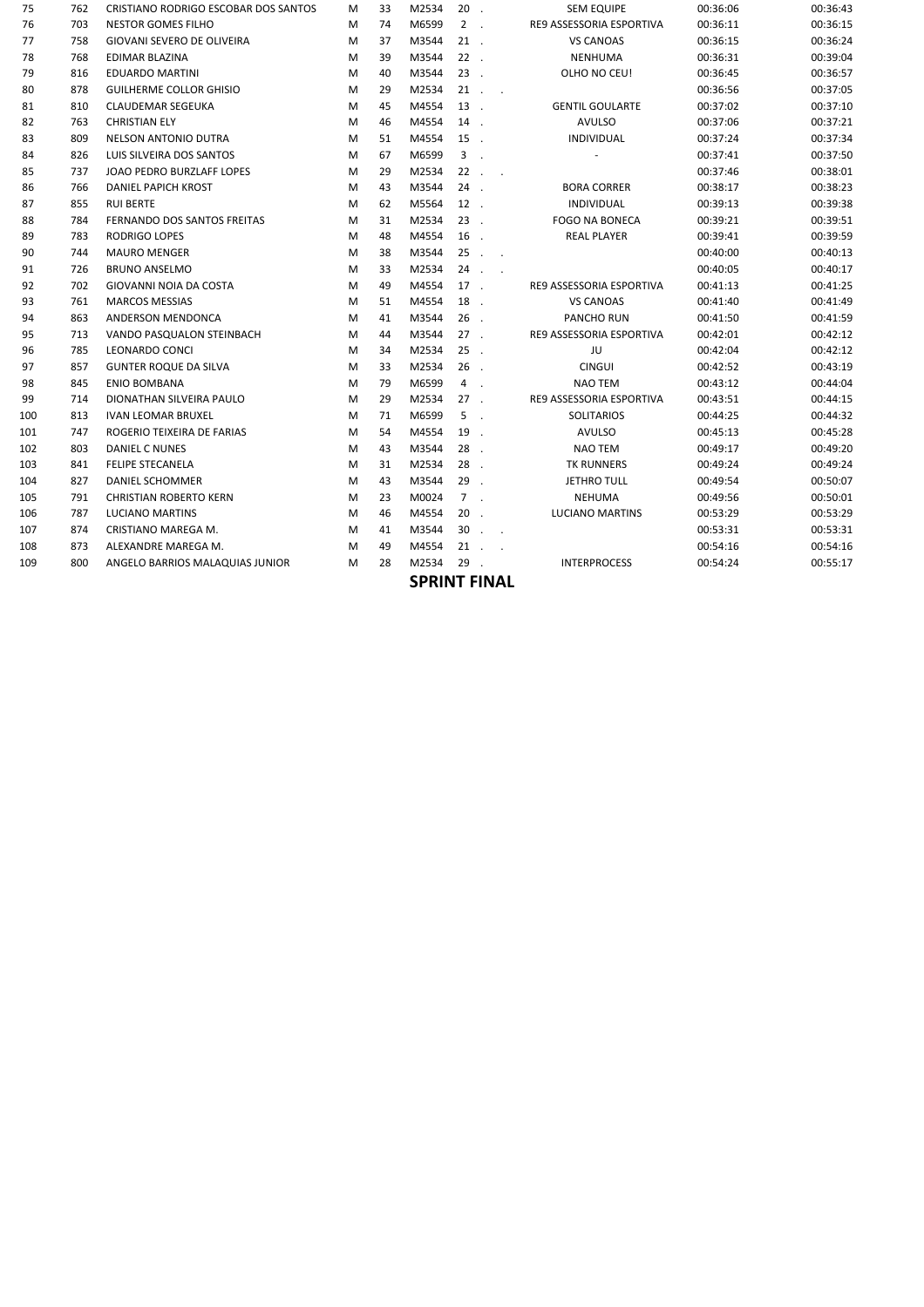| | | | | | | | | | | |
|---|---|---|---|---|---|---|---|---|---|---|
| 75 | 762 | CRISTIANO RODRIGO ESCOBAR DOS SANTOS | M | 33 | M2534 | 20 . | | SEM EQUIPE | 00:36:06 | 00:36:43 |
| 76 | 703 | NESTOR GOMES FILHO | M | 74 | M6599 | 2 . | | RE9 ASSESSORIA ESPORTIVA | 00:36:11 | 00:36:15 |
| 77 | 758 | GIOVANI SEVERO DE OLIVEIRA | M | 37 | M3544 | 21 . | | VS CANOAS | 00:36:15 | 00:36:24 |
| 78 | 768 | EDIMAR BLAZINA | M | 39 | M3544 | 22 . | | NENHUMA | 00:36:31 | 00:39:04 |
| 79 | 816 | EDUARDO MARTINI | M | 40 | M3544 | 23 . | | OLHO NO CEU! | 00:36:45 | 00:36:57 |
| 80 | 878 | GUILHERME COLLOR GHISIO | M | 29 | M2534 | 21 . | . | | 00:36:56 | 00:37:05 |
| 81 | 810 | CLAUDEMAR SEGEUKA | M | 45 | M4554 | 13 . | | GENTIL GOULARTE | 00:37:02 | 00:37:10 |
| 82 | 763 | CHRISTIAN ELY | M | 46 | M4554 | 14 . | | AVULSO | 00:37:06 | 00:37:21 |
| 83 | 809 | NELSON ANTONIO DUTRA | M | 51 | M4554 | 15 . | | INDIVIDUAL | 00:37:24 | 00:37:34 |
| 84 | 826 | LUIS SILVEIRA DOS SANTOS | M | 67 | M6599 | 3 . | | - | 00:37:41 | 00:37:50 |
| 85 | 737 | JOAO PEDRO BURZLAFF LOPES | M | 29 | M2534 | 22 . | . | | 00:37:46 | 00:38:01 |
| 86 | 766 | DANIEL PAPICH KROST | M | 43 | M3544 | 24 . | | BORA CORRER | 00:38:17 | 00:38:23 |
| 87 | 855 | RUI BERTE | M | 62 | M5564 | 12 . | | INDIVIDUAL | 00:39:13 | 00:39:38 |
| 88 | 784 | FERNANDO DOS SANTOS FREITAS | M | 31 | M2534 | 23 . | | FOGO NA BONECA | 00:39:21 | 00:39:51 |
| 89 | 783 | RODRIGO LOPES | M | 48 | M4554 | 16 . | | REAL PLAYER | 00:39:41 | 00:39:59 |
| 90 | 744 | MAURO MENGER | M | 38 | M3544 | 25 . | . | | 00:40:00 | 00:40:13 |
| 91 | 726 | BRUNO ANSELMO | M | 33 | M2534 | 24 . | . | | 00:40:05 | 00:40:17 |
| 92 | 702 | GIOVANNI NOIA DA COSTA | M | 49 | M4554 | 17 . | | RE9 ASSESSORIA ESPORTIVA | 00:41:13 | 00:41:25 |
| 93 | 761 | MARCOS MESSIAS | M | 51 | M4554 | 18 . | | VS CANOAS | 00:41:40 | 00:41:49 |
| 94 | 863 | ANDERSON MENDONCA | M | 41 | M3544 | 26 . | | PANCHO RUN | 00:41:50 | 00:41:59 |
| 95 | 713 | VANDO PASQUALON STEINBACH | M | 44 | M3544 | 27 . | | RE9 ASSESSORIA ESPORTIVA | 00:42:01 | 00:42:12 |
| 96 | 785 | LEONARDO CONCI | M | 34 | M2534 | 25 . | | JU | 00:42:04 | 00:42:12 |
| 97 | 857 | GUNTER ROQUE DA SILVA | M | 33 | M2534 | 26 . | | CINGUI | 00:42:52 | 00:43:19 |
| 98 | 845 | ENIO BOMBANA | M | 79 | M6599 | 4 . | | NAO TEM | 00:43:12 | 00:44:04 |
| 99 | 714 | DIONATHAN SILVEIRA PAULO | M | 29 | M2534 | 27 . | | RE9 ASSESSORIA ESPORTIVA | 00:43:51 | 00:44:15 |
| 100 | 813 | IVAN LEOMAR BRUXEL | M | 71 | M6599 | 5 . | | SOLITARIOS | 00:44:25 | 00:44:32 |
| 101 | 747 | ROGERIO TEIXEIRA DE FARIAS | M | 54 | M4554 | 19 . | | AVULSO | 00:45:13 | 00:45:28 |
| 102 | 803 | DANIEL C NUNES | M | 43 | M3544 | 28 . | | NAO TEM | 00:49:17 | 00:49:20 |
| 103 | 841 | FELIPE STECANELA | M | 31 | M2534 | 28 . | | TK RUNNERS | 00:49:24 | 00:49:24 |
| 104 | 827 | DANIEL SCHOMMER | M | 43 | M3544 | 29 . | | JETHRO TULL | 00:49:54 | 00:50:07 |
| 105 | 791 | CHRISTIAN ROBERTO KERN | M | 23 | M0024 | 7 . | | NEHUMA | 00:49:56 | 00:50:01 |
| 106 | 787 | LUCIANO MARTINS | M | 46 | M4554 | 20 . | | LUCIANO MARTINS | 00:53:29 | 00:53:29 |
| 107 | 874 | CRISTIANO MAREGA M. | M | 41 | M3544 | 30 . | . | | 00:53:31 | 00:53:31 |
| 108 | 873 | ALEXANDRE MAREGA M. | M | 49 | M4554 | 21 . | . | | 00:54:16 | 00:54:16 |
| 109 | 800 | ANGELO BARRIOS MALAQUIAS JUNIOR | M | 28 | M2534 | 29 . | | INTERPROCESS | 00:54:24 | 00:55:17 |

**SPRINT FINAL**